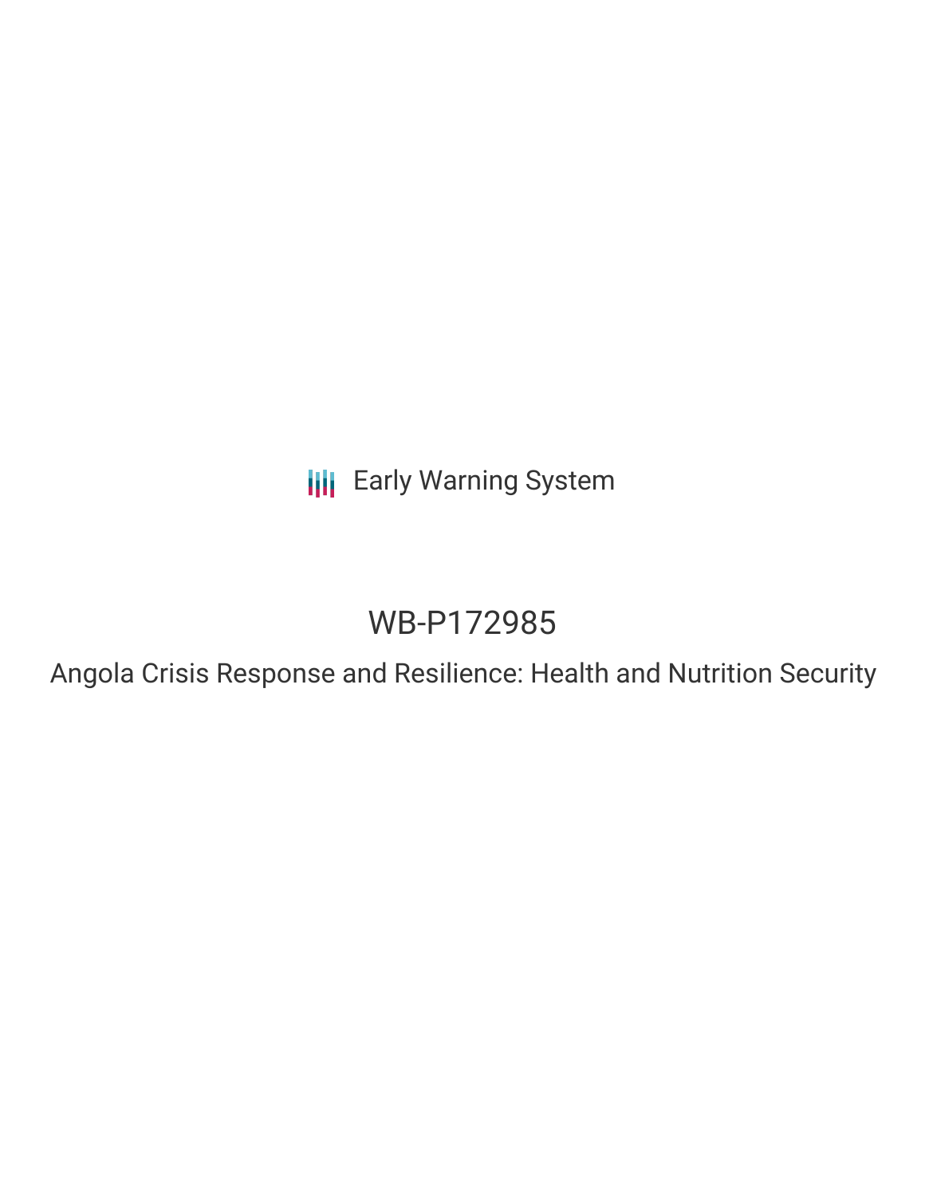Early Warning System

# WB-P172985

## Angola Crisis Response and Resilience: Health and Nutrition Security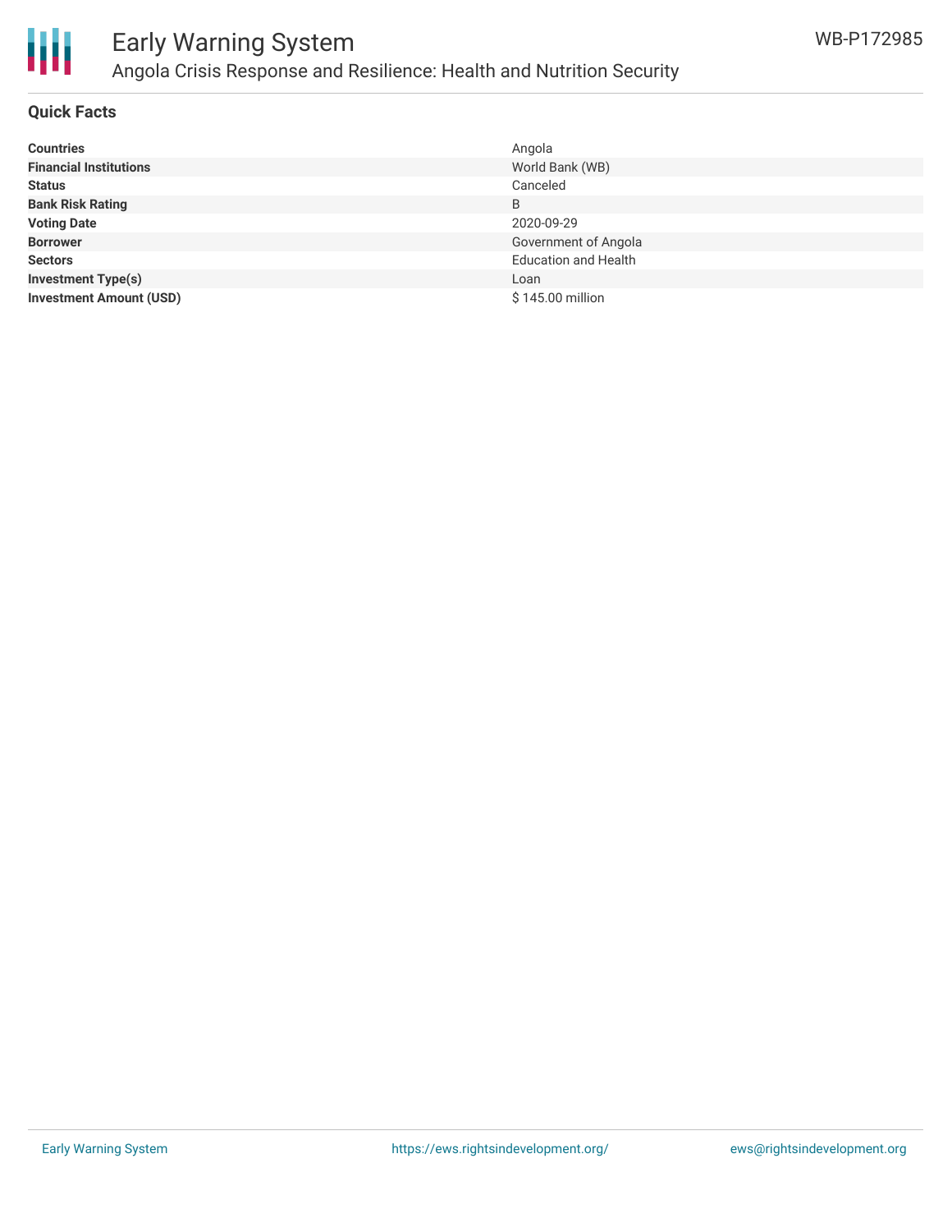# Early Warning System

## Angola Crisis Response and Resilience: Health and Nutrition Security

WB-P172985

### Quick Facts

| | |
|---|---|
| **Countries** | Angola |
| **Financial Institutions** | World Bank (WB) |
| **Status** | Canceled |
| **Bank Risk Rating** | B |
| **Voting Date** | 2020-09-29 |
| **Borrower** | Government of Angola |
| **Sectors** | Education and Health |
| **Investment Type(s)** | Loan |
| **Investment Amount (USD)** | $ 145.00 million |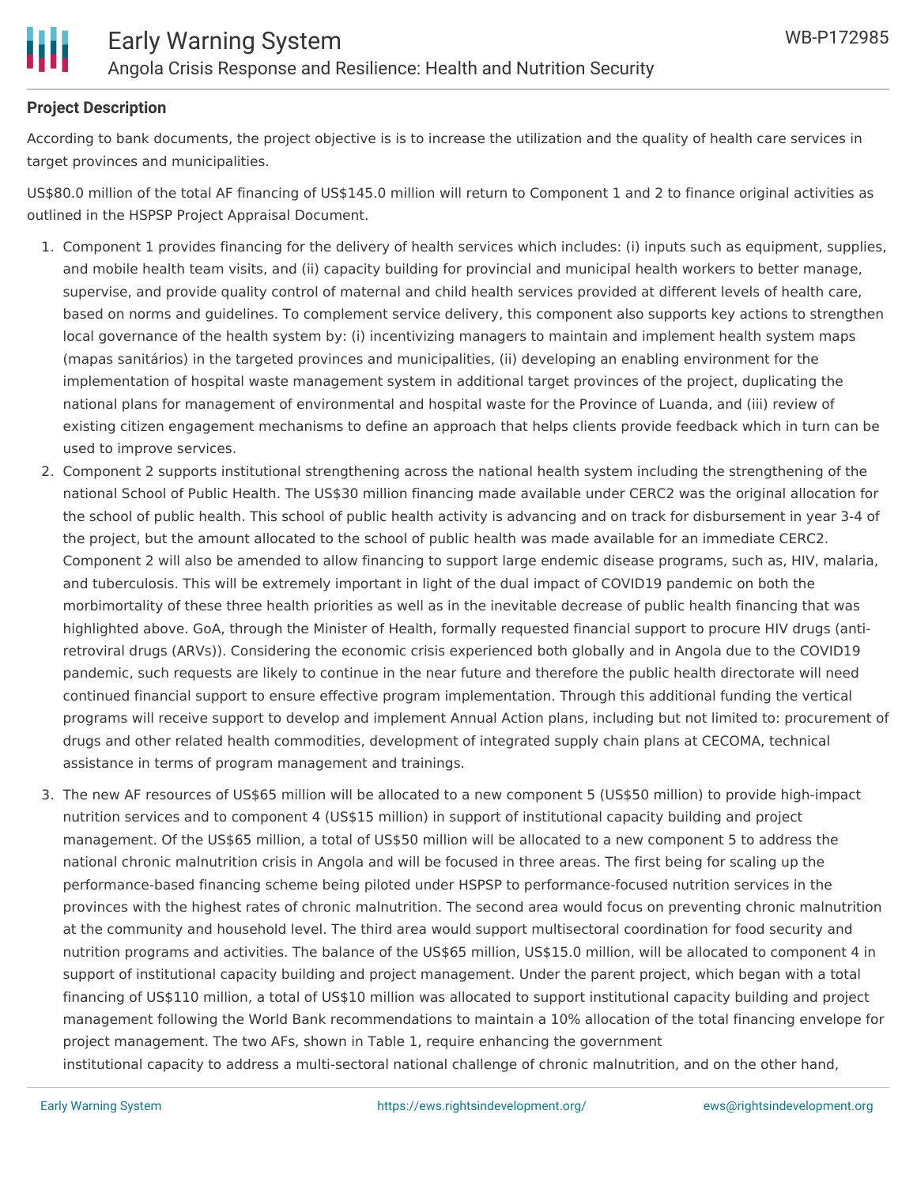**Project Description**

According to bank documents, the project objective is is to increase the utilization and the quality of health care services in target provinces and municipalities.

US$80.0 million of the total AF financing of US$145.0 million will return to Component 1 and 2 to finance original activities as outlined in the HSPSP Project Appraisal Document.

1. Component 1 provides financing for the delivery of health services which includes: (i) inputs such as equipment, supplies, and mobile health team visits, and (ii) capacity building for provincial and municipal health workers to better manage, supervise, and provide quality control of maternal and child health services provided at different levels of health care, based on norms and guidelines. To complement service delivery, this component also supports key actions to strengthen local governance of the health system by: (i) incentivizing managers to maintain and implement health system maps (mapas sanitários) in the targeted provinces and municipalities, (ii) developing an enabling environment for the implementation of hospital waste management system in additional target provinces of the project, duplicating the national plans for management of environmental and hospital waste for the Province of Luanda, and (iii) review of existing citizen engagement mechanisms to define an approach that helps clients provide feedback which in turn can be used to improve services.
2. Component 2 supports institutional strengthening across the national health system including the strengthening of the national School of Public Health. The US$30 million financing made available under CERC2 was the original allocation for the school of public health. This school of public health activity is advancing and on track for disbursement in year 3-4 of the project, but the amount allocated to the school of public health was made available for an immediate CERC2. Component 2 will also be amended to allow financing to support large endemic disease programs, such as, HIV, malaria, and tuberculosis. This will be extremely important in light of the dual impact of COVID19 pandemic on both the morbimortality of these three health priorities as well as in the inevitable decrease of public health financing that was highlighted above. GoA, through the Minister of Health, formally requested financial support to procure HIV drugs (anti-retroviral drugs (ARVs)). Considering the economic crisis experienced both globally and in Angola due to the COVID19 pandemic, such requests are likely to continue in the near future and therefore the public health directorate will need continued financial support to ensure effective program implementation. Through this additional funding the vertical programs will receive support to develop and implement Annual Action plans, including but not limited to: procurement of drugs and other related health commodities, development of integrated supply chain plans at CECOMA, technical assistance in terms of program management and trainings.
3. The new AF resources of US$65 million will be allocated to a new component 5 (US$50 million) to provide high-impact nutrition services and to component 4 (US$15 million) in support of institutional capacity building and project management. Of the US$65 million, a total of US$50 million will be allocated to a new component 5 to address the national chronic malnutrition crisis in Angola and will be focused in three areas. The first being for scaling up the performance-based financing scheme being piloted under HSPSP to performance-focused nutrition services in the provinces with the highest rates of chronic malnutrition. The second area would focus on preventing chronic malnutrition at the community and household level. The third area would support multisectoral coordination for food security and nutrition programs and activities. The balance of the US$65 million, US$15.0 million, will be allocated to component 4 in support of institutional capacity building and project management. Under the parent project, which began with a total financing of US$110 million, a total of US$10 million was allocated to support institutional capacity building and project management following the World Bank recommendations to maintain a 10% allocation of the total financing envelope for project management. The two AFs, shown in Table 1, require enhancing the government institutional capacity to address a multi-sectoral national challenge of chronic malnutrition, and on the other hand,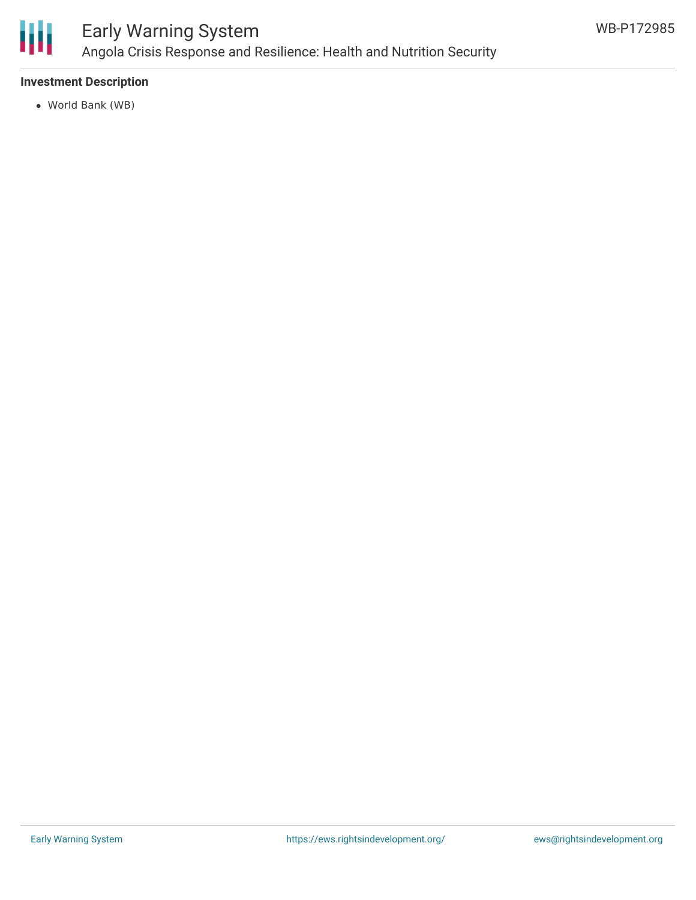### Investment Description

- World Bank (WB)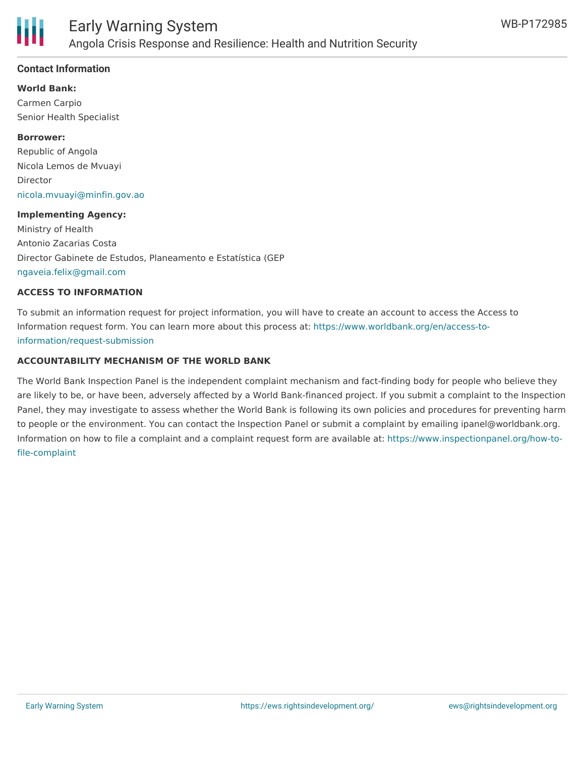## Contact Information

**World Bank:**
Carmen Carpio
Senior Health Specialist

**Borrower:**
Republic of Angola
Nicola Lemos de Mvuayi
Director
nicola.mvuayi@minfin.gov.ao

**Implementing Agency:**
Ministry of Health
Antonio Zacarias Costa
Director Gabinete de Estudos, Planeamento e Estatística (GEP
ngaveia.felix@gmail.com

### ACCESS TO INFORMATION

To submit an information request for project information, you will have to create an account to access the Access to Information request form. You can learn more about this process at: https://www.worldbank.org/en/access-to-information/request-submission

### ACCOUNTABILITY MECHANISM OF THE WORLD BANK

The World Bank Inspection Panel is the independent complaint mechanism and fact-finding body for people who believe they are likely to be, or have been, adversely affected by a World Bank-financed project. If you submit a complaint to the Inspection Panel, they may investigate to assess whether the World Bank is following its own policies and procedures for preventing harm to people or the environment. You can contact the Inspection Panel or submit a complaint by emailing ipanel@worldbank.org. Information on how to file a complaint and a complaint request form are available at: https://www.inspectionpanel.org/how-to-file-complaint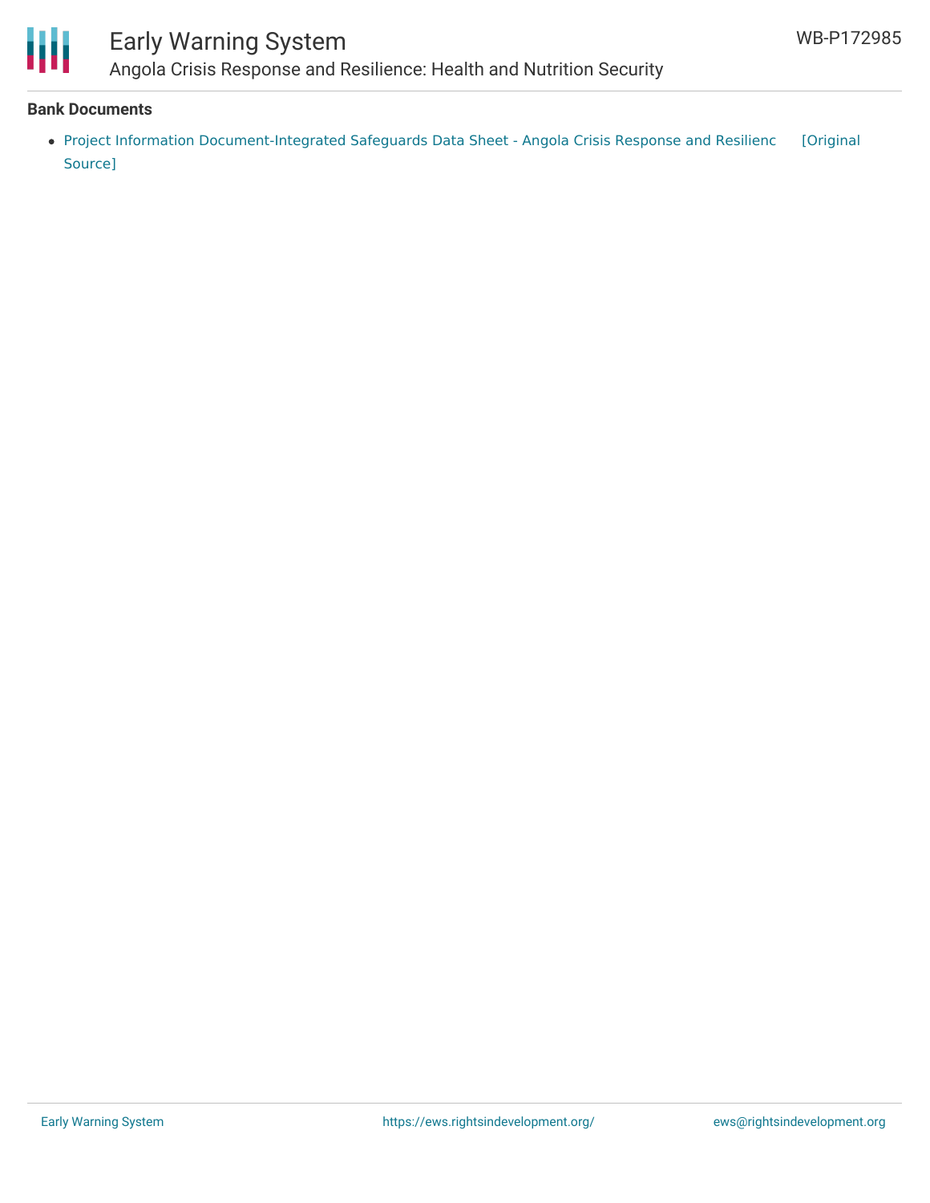**Bank Documents**

- Project Information Document-Integrated Safeguards Data Sheet - Angola Crisis Response and Resilienc [Original Source]